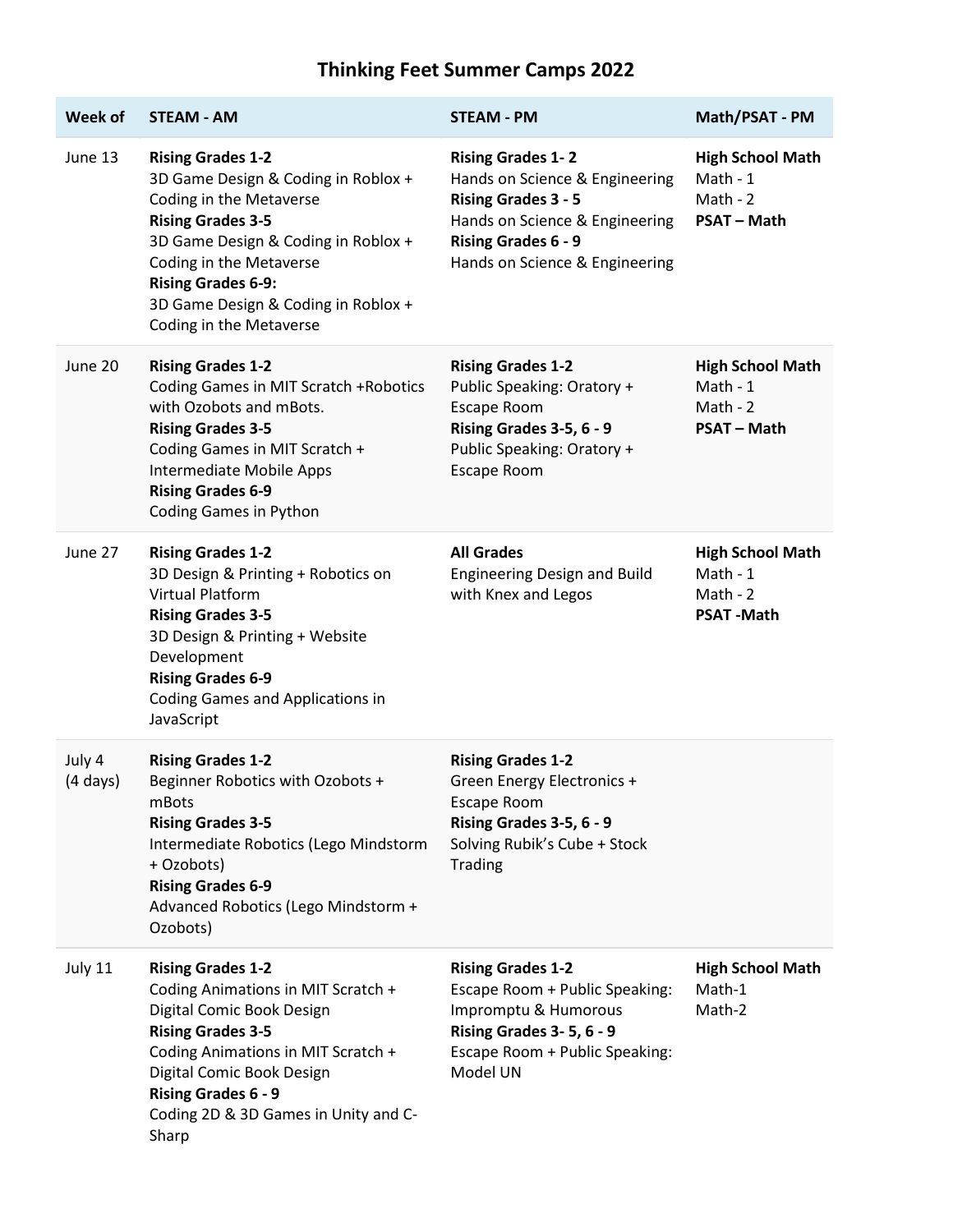# Thinking Feet Summer Camps 2022

| Week of | STEAM - AM | STEAM - PM | Math/PSAT - PM |
|---|---|---|---|
| June 13 | **Rising Grades 1-2**<br>3D Game Design & Coding in Roblox + Coding in the Metaverse<br>**Rising Grades 3-5**<br>3D Game Design & Coding in Roblox + Coding in the Metaverse<br>**Rising Grades 6-9:**<br>3D Game Design & Coding in Roblox + Coding in the Metaverse | **Rising Grades 1- 2**<br>Hands on Science & Engineering<br>**Rising Grades 3 - 5**<br>Hands on Science & Engineering<br>**Rising Grades 6 - 9**<br>Hands on Science & Engineering | **High School Math**<br>Math - 1<br>Math - 2<br>**PSAT – Math** |
| June 20 | **Rising Grades 1-2**<br>Coding Games in MIT Scratch +Robotics with Ozobots and mBots.<br>**Rising Grades 3-5**<br>Coding Games in MIT Scratch + Intermediate Mobile Apps<br>**Rising Grades 6-9**<br>Coding Games in Python | **Rising Grades 1-2**<br>Public Speaking: Oratory + Escape Room<br>**Rising Grades 3-5, 6 - 9**<br>Public Speaking: Oratory + Escape Room | **High School Math**<br>Math - 1<br>Math - 2<br>**PSAT – Math** |
| June 27 | **Rising Grades 1-2**<br>3D Design & Printing + Robotics on Virtual Platform<br>**Rising Grades 3-5**<br>3D Design & Printing + Website Development<br>**Rising Grades 6-9**<br>Coding Games and Applications in JavaScript | **All Grades**<br>Engineering Design and Build with Knex and Legos | **High School Math**<br>Math - 1<br>Math - 2<br>**PSAT -Math** |
| July 4<br>(4 days) | **Rising Grades 1-2**<br>Beginner Robotics with Ozobots + mBots<br>**Rising Grades 3-5**<br>Intermediate Robotics (Lego Mindstorm + Ozobots)<br>**Rising Grades 6-9**<br>Advanced Robotics (Lego Mindstorm + Ozobots) | **Rising Grades 1-2**<br>Green Energy Electronics + Escape Room<br>**Rising Grades 3-5, 6 - 9**<br>Solving Rubik's Cube + Stock Trading | |
| July 11 | **Rising Grades 1-2**<br>Coding Animations in MIT Scratch + Digital Comic Book Design<br>**Rising Grades 3-5**<br>Coding Animations in MIT Scratch + Digital Comic Book Design<br>**Rising Grades 6 - 9**<br>Coding 2D & 3D Games in Unity and C-Sharp | **Rising Grades 1-2**<br>Escape Room + Public Speaking: Impromptu & Humorous<br>**Rising Grades 3- 5, 6 - 9**<br>Escape Room + Public Speaking: Model UN | **High School Math**<br>Math-1<br>Math-2 |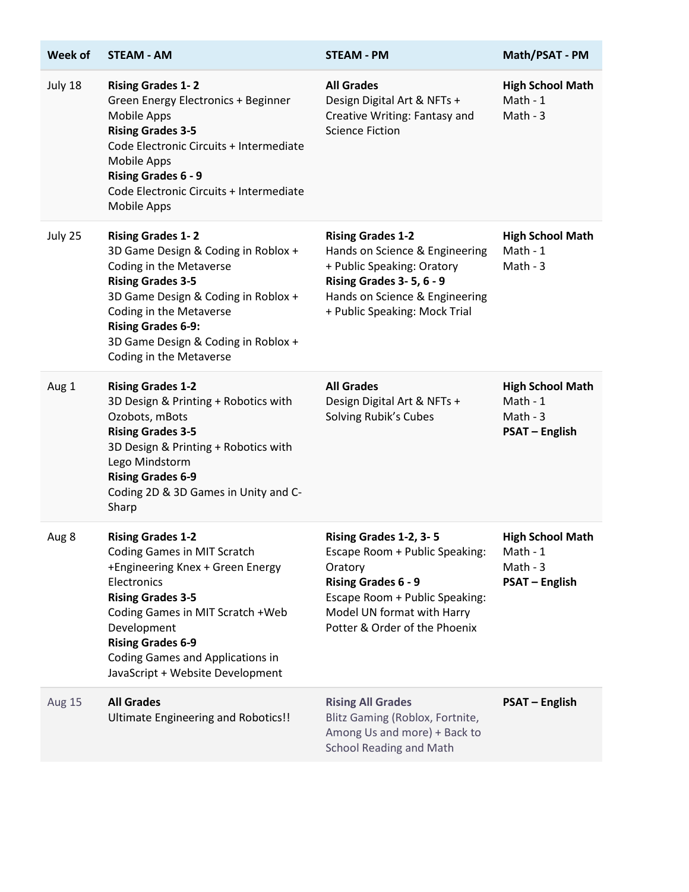| Week of | STEAM - AM | STEAM - PM | Math/PSAT - PM |
|---|---|---|---|
| July 18 | **Rising Grades 1- 2**<br>Green Energy Electronics + Beginner Mobile Apps<br>**Rising Grades 3-5**<br>Code Electronic Circuits + Intermediate Mobile Apps<br>**Rising Grades 6 - 9**<br>Code Electronic Circuits + Intermediate Mobile Apps | **All Grades**<br>Design Digital Art & NFTs + Creative Writing: Fantasy and Science Fiction | **High School Math**<br>Math - 1<br>Math - 3 |
| July 25 | **Rising Grades 1- 2**<br>3D Game Design & Coding in Roblox + Coding in the Metaverse<br>**Rising Grades 3-5**<br>3D Game Design & Coding in Roblox + Coding in the Metaverse<br>**Rising Grades 6-9:**<br>3D Game Design & Coding in Roblox + Coding in the Metaverse | **Rising Grades 1-2**<br>Hands on Science & Engineering + Public Speaking: Oratory<br>**Rising Grades 3- 5, 6 - 9**<br>Hands on Science & Engineering + Public Speaking: Mock Trial | **High School Math**<br>Math - 1<br>Math - 3 |
| Aug 1 | **Rising Grades 1-2**<br>3D Design & Printing + Robotics with Ozobots, mBots<br>**Rising Grades 3-5**<br>3D Design & Printing + Robotics with Lego Mindstorm<br>**Rising Grades 6-9**<br>Coding 2D & 3D Games in Unity and C-Sharp | **All Grades**<br>Design Digital Art & NFTs + Solving Rubik's Cubes | **High School Math**<br>Math - 1<br>Math - 3<br>**PSAT – English** |
| Aug 8 | **Rising Grades 1-2**<br>Coding Games in MIT Scratch +Engineering Knex + Green Energy Electronics<br>**Rising Grades 3-5**<br>Coding Games in MIT Scratch +Web Development<br>**Rising Grades 6-9**<br>Coding Games and Applications in JavaScript + Website Development | **Rising Grades 1-2, 3- 5**<br>Escape Room + Public Speaking: Oratory<br>**Rising Grades 6 - 9**<br>Escape Room + Public Speaking: Model UN format with Harry Potter & Order of the Phoenix | **High School Math**<br>Math - 1<br>Math - 3<br>**PSAT – English** |
| Aug 15 | **All Grades**<br>Ultimate Engineering and Robotics!! | **Rising All Grades**<br>Blitz Gaming (Roblox, Fortnite, Among Us and more) + Back to School Reading and Math | **PSAT – English** |